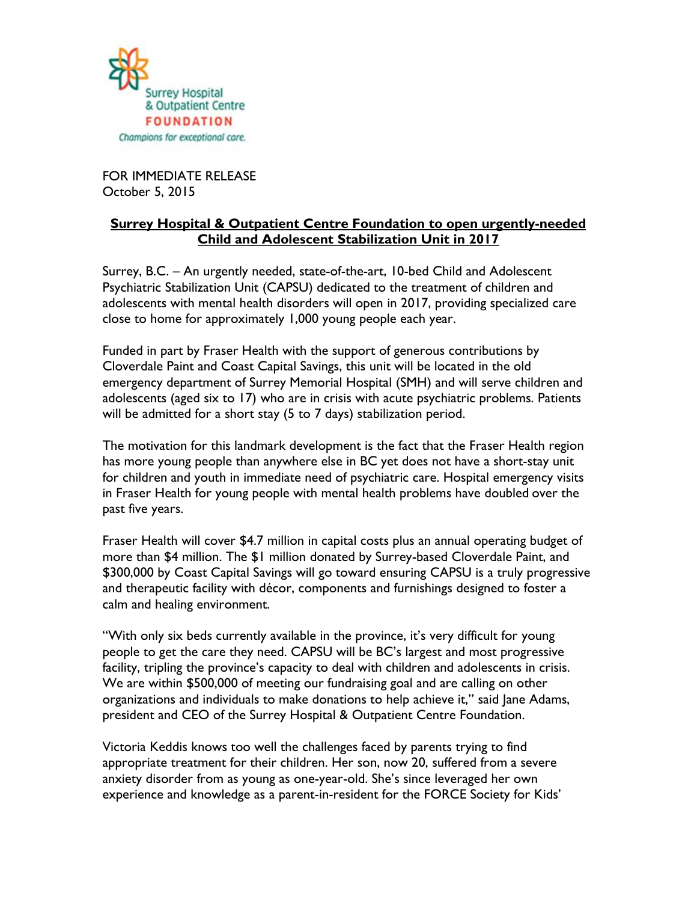Surrey Hospital & Outpatient Centre FOUNDATION

*Champions for exceptional care.*

FOR IMMEDIATE RELEASE
October 5, 2015

## Surrey Hospital & Outpatient Centre Foundation to open urgently-needed Child and Adolescent Stabilization Unit in 2017

Surrey, B.C. – An urgently needed, state-of-the-art, 10-bed Child and Adolescent Psychiatric Stabilization Unit (CAPSU) dedicated to the treatment of children and adolescents with mental health disorders will open in 2017, providing specialized care close to home for approximately 1,000 young people each year.

Funded in part by Fraser Health with the support of generous contributions by Cloverdale Paint and Coast Capital Savings, this unit will be located in the old emergency department of Surrey Memorial Hospital (SMH) and will serve children and adolescents (aged six to 17) who are in crisis with acute psychiatric problems. Patients will be admitted for a short stay (5 to 7 days) stabilization period.

The motivation for this landmark development is the fact that the Fraser Health region has more young people than anywhere else in BC yet does not have a short-stay unit for children and youth in immediate need of psychiatric care. Hospital emergency visits in Fraser Health for young people with mental health problems have doubled over the past five years.

Fraser Health will cover $4.7 million in capital costs plus an annual operating budget of more than $4 million. The $1 million donated by Surrey-based Cloverdale Paint, and $300,000 by Coast Capital Savings will go toward ensuring CAPSU is a truly progressive and therapeutic facility with décor, components and furnishings designed to foster a calm and healing environment.

"With only six beds currently available in the province, it's very difficult for young people to get the care they need. CAPSU will be BC's largest and most progressive facility, tripling the province's capacity to deal with children and adolescents in crisis. We are within $500,000 of meeting our fundraising goal and are calling on other organizations and individuals to make donations to help achieve it," said Jane Adams, president and CEO of the Surrey Hospital & Outpatient Centre Foundation.

Victoria Keddis knows too well the challenges faced by parents trying to find appropriate treatment for their children. Her son, now 20, suffered from a severe anxiety disorder from as young as one-year-old. She's since leveraged her own experience and knowledge as a parent-in-resident for the FORCE Society for Kids'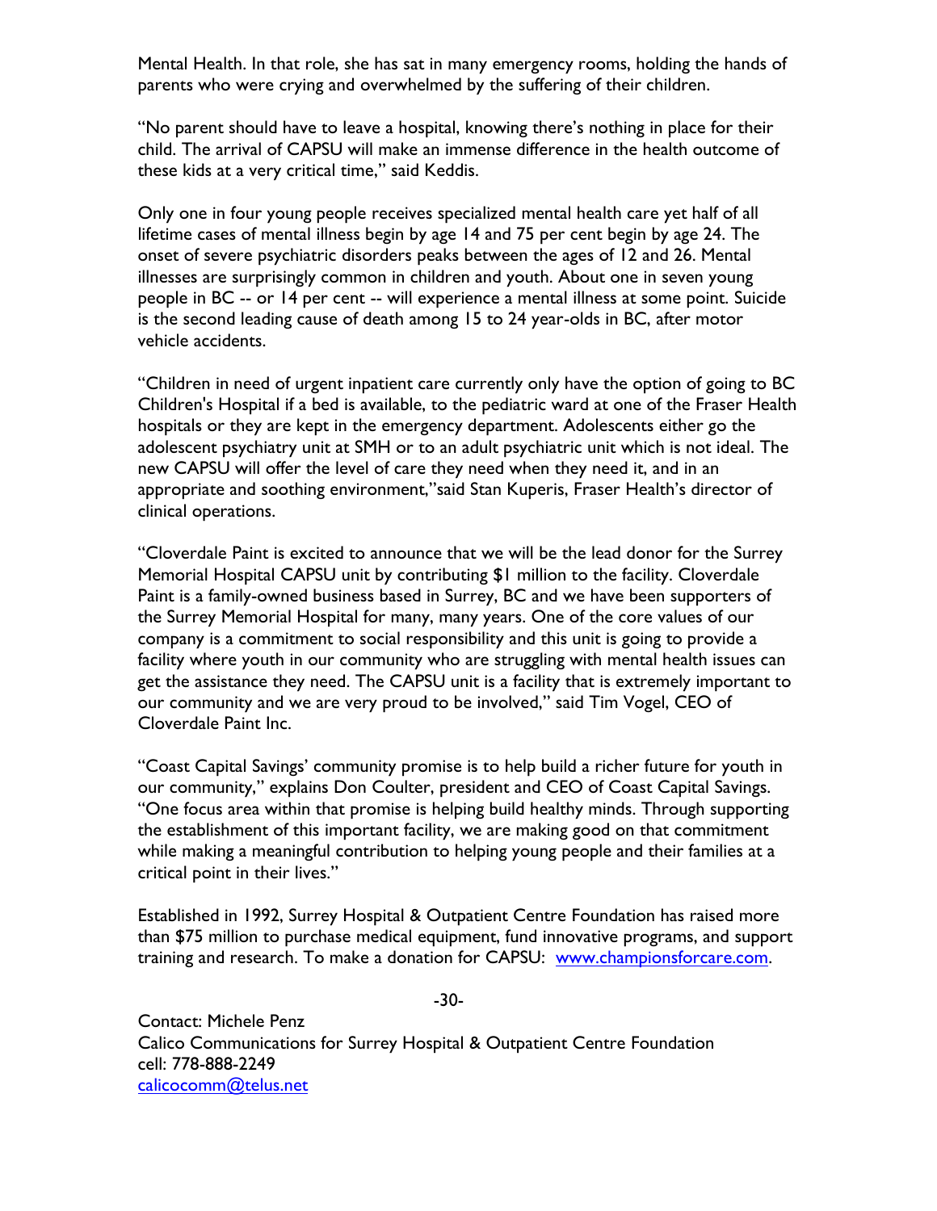Mental Health. In that role, she has sat in many emergency rooms, holding the hands of parents who were crying and overwhelmed by the suffering of their children.

"No parent should have to leave a hospital, knowing there's nothing in place for their child. The arrival of CAPSU will make an immense difference in the health outcome of these kids at a very critical time," said Keddis.

Only one in four young people receives specialized mental health care yet half of all lifetime cases of mental illness begin by age 14 and 75 per cent begin by age 24. The onset of severe psychiatric disorders peaks between the ages of 12 and 26. Mental illnesses are surprisingly common in children and youth. About one in seven young people in BC -- or 14 per cent -- will experience a mental illness at some point. Suicide is the second leading cause of death among 15 to 24 year-olds in BC, after motor vehicle accidents.

"Children in need of urgent inpatient care currently only have the option of going to BC Children's Hospital if a bed is available, to the pediatric ward at one of the Fraser Health hospitals or they are kept in the emergency department. Adolescents either go the adolescent psychiatry unit at SMH or to an adult psychiatric unit which is not ideal. The new CAPSU will offer the level of care they need when they need it, and in an appropriate and soothing environment,"said Stan Kuperis, Fraser Health's director of clinical operations.

"Cloverdale Paint is excited to announce that we will be the lead donor for the Surrey Memorial Hospital CAPSU unit by contributing $1 million to the facility. Cloverdale Paint is a family-owned business based in Surrey, BC and we have been supporters of the Surrey Memorial Hospital for many, many years. One of the core values of our company is a commitment to social responsibility and this unit is going to provide a facility where youth in our community who are struggling with mental health issues can get the assistance they need. The CAPSU unit is a facility that is extremely important to our community and we are very proud to be involved," said Tim Vogel, CEO of Cloverdale Paint Inc.

"Coast Capital Savings' community promise is to help build a richer future for youth in our community," explains Don Coulter, president and CEO of Coast Capital Savings. "One focus area within that promise is helping build healthy minds. Through supporting the establishment of this important facility, we are making good on that commitment while making a meaningful contribution to helping young people and their families at a critical point in their lives."

Established in 1992, Surrey Hospital & Outpatient Centre Foundation has raised more than $75 million to purchase medical equipment, fund innovative programs, and support training and research. To make a donation for CAPSU: [www.championsforcare.com](http://www.championsforcare.com).

-30-

Contact: Michele Penz
Calico Communications for Surrey Hospital & Outpatient Centre Foundation
cell: 778-888-2249
[calicocomm@telus.net](mailto:calicocomm@telus.net)